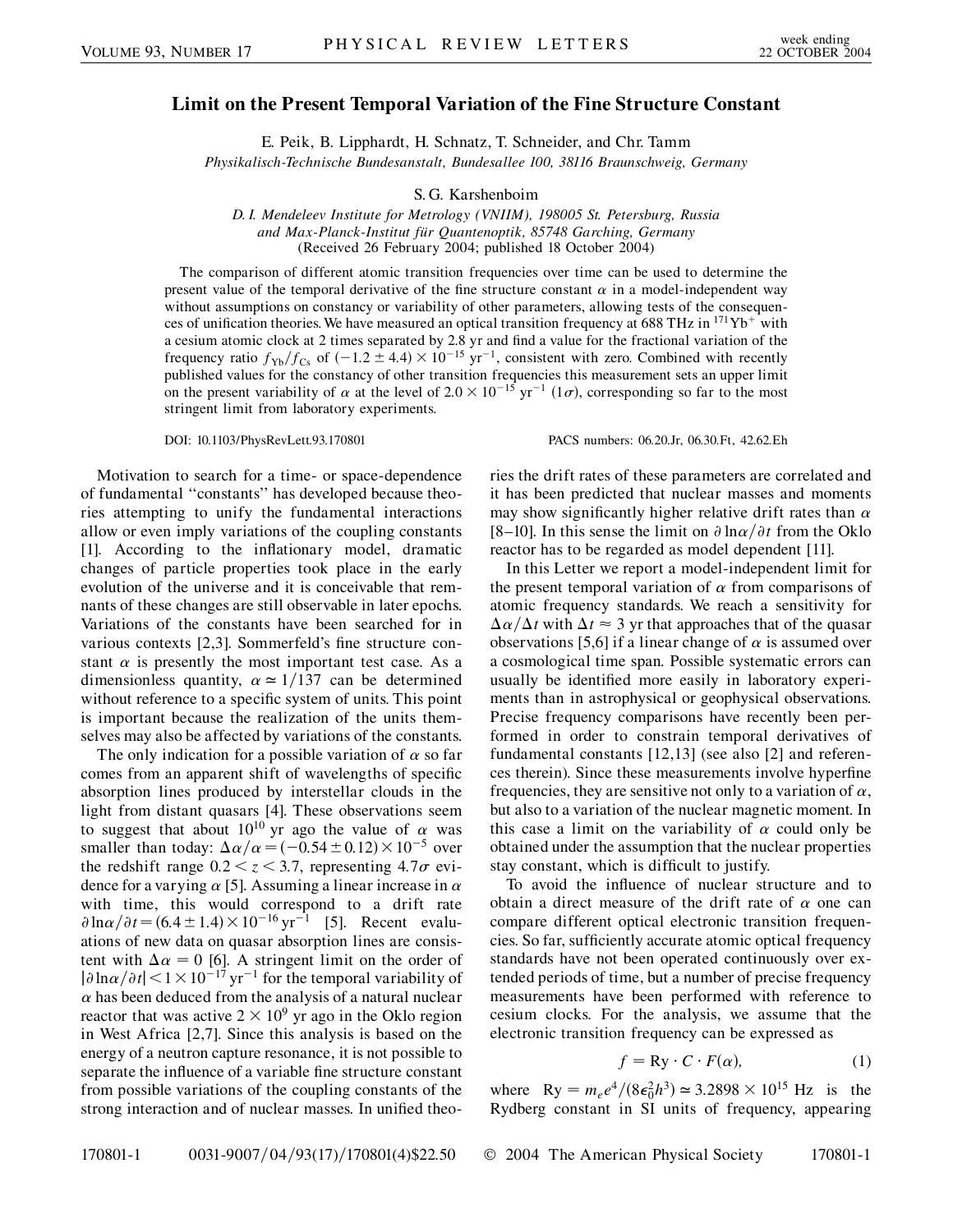# Limit on the Present Temporal Variation of the Fine Structure Constant

E. Peik, B. Lipphardt, H. Schnatz, T. Schneider, and Chr. Tamm

*Physikalisch-Technische Bundesanstalt, Bundesallee 100, 38116 Braunschweig, Germany*

S. G. Karshenboim

*D. I. Mendeleev Institute for Metrology (VNIIM), 198005 St. Petersburg, Russia and Max-Planck-Institut für Quantenoptik, 85748 Garching, Germany*

(Received 26 February 2004; published 18 October 2004)

The comparison of different atomic transition frequencies over time can be used to determine the present value of the temporal derivative of the fine structure constant $\alpha$ in a model-independent way without assumptions on constancy or variability of other parameters, allowing tests of the consequences of unification theories. We have measured an optical transition frequency at 688 THz in $^{171}\mathrm{Yb}^+$ with a cesium atomic clock at 2 times separated by 2.8 yr and find a value for the fractional variation of the frequency ratio $f_{\mathrm{Yb}}/f_{\mathrm{Cs}}$ of $(-1.2 \pm 4.4) \times 10^{-15}\ \mathrm{yr}^{-1}$, consistent with zero. Combined with recently published values for the constancy of other transition frequencies this measurement sets an upper limit on the present variability of $\alpha$ at the level of $2.0 \times 10^{-15}\ \mathrm{yr}^{-1}$ ($1\sigma$), corresponding so far to the most stringent limit from laboratory experiments.

DOI: 10.1103/PhysRevLett.93.170801 PACS numbers: 06.20.Jr, 06.30.Ft, 42.62.Eh

Motivation to search for a time- or space-dependence of fundamental "constants" has developed because theories attempting to unify the fundamental interactions allow or even imply variations of the coupling constants [1]. According to the inflationary model, dramatic changes of particle properties took place in the early evolution of the universe and it is conceivable that remnants of these changes are still observable in later epochs. Variations of the constants have been searched for in various contexts [2,3]. Sommerfeld's fine structure constant $\alpha$ is presently the most important test case. As a dimensionless quantity, $\alpha \simeq 1/137$ can be determined without reference to a specific system of units. This point is important because the realization of the units themselves may also be affected by variations of the constants.

The only indication for a possible variation of $\alpha$ so far comes from an apparent shift of wavelengths of specific absorption lines produced by interstellar clouds in the light from distant quasars [4]. These observations seem to suggest that about $10^{10}$ yr ago the value of $\alpha$ was smaller than today: $\Delta\alpha/\alpha = (-0.54 \pm 0.12) \times 10^{-5}$ over the redshift range $0.2 < z < 3.7$, representing $4.7\sigma$ evidence for a varying $\alpha$ [5]. Assuming a linear increase in $\alpha$ with time, this would correspond to a drift rate $\partial \ln\alpha/\partial t = (6.4 \pm 1.4) \times 10^{-16}\ \mathrm{yr}^{-1}$ [5]. Recent evaluations of new data on quasar absorption lines are consistent with $\Delta\alpha = 0$ [6]. A stringent limit on the order of $|\partial \ln\alpha/\partial t| < 1 \times 10^{-17}\ \mathrm{yr}^{-1}$ for the temporal variability of $\alpha$ has been deduced from the analysis of a natural nuclear reactor that was active $2 \times 10^9$ yr ago in the Oklo region in West Africa [2,7]. Since this analysis is based on the energy of a neutron capture resonance, it is not possible to separate the influence of a variable fine structure constant from possible variations of the coupling constants of the strong interaction and of nuclear masses. In unified theories the drift rates of these parameters are correlated and it has been predicted that nuclear masses and moments may show significantly higher relative drift rates than $\alpha$ [8–10]. In this sense the limit on $\partial \ln\alpha/\partial t$ from the Oklo reactor has to be regarded as model dependent [11].

In this Letter we report a model-independent limit for the present temporal variation of $\alpha$ from comparisons of atomic frequency standards. We reach a sensitivity for $\Delta\alpha/\Delta t$ with $\Delta t \approx 3$ yr that approaches that of the quasar observations [5,6] if a linear change of $\alpha$ is assumed over a cosmological time span. Possible systematic errors can usually be identified more easily in laboratory experiments than in astrophysical or geophysical observations. Precise frequency comparisons have recently been performed in order to constrain temporal derivatives of fundamental constants [12,13] (see also [2] and references therein). Since these measurements involve hyperfine frequencies, they are sensitive not only to a variation of $\alpha$, but also to a variation of the nuclear magnetic moment. In this case a limit on the variability of $\alpha$ could only be obtained under the assumption that the nuclear properties stay constant, which is difficult to justify.

To avoid the influence of nuclear structure and to obtain a direct measure of the drift rate of $\alpha$ one can compare different optical electronic transition frequencies. So far, sufficiently accurate atomic optical frequency standards have not been operated continuously over extended periods of time, but a number of precise frequency measurements have been performed with reference to cesium clocks. For the analysis, we assume that the electronic transition frequency can be expressed as

$$f = \mathrm{Ry} \cdot C \cdot F(\alpha), \tag{1}$$

where $\mathrm{Ry} = m_e e^4/(8\epsilon_0^2 h^3) \simeq 3.2898 \times 10^{15}$ Hz is the Rydberg constant in SI units of frequency, appearing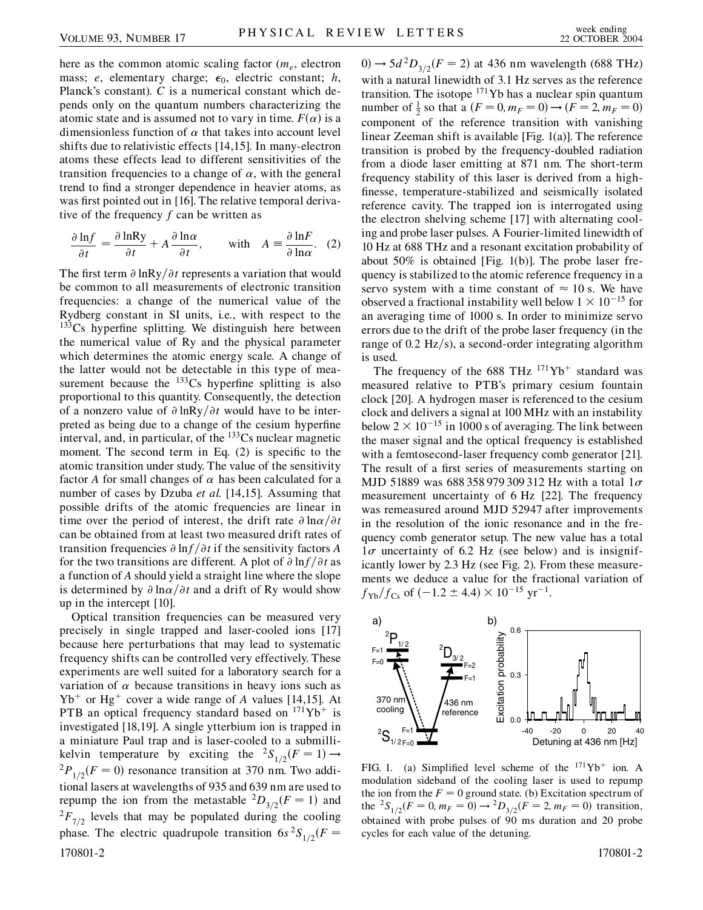here as the common atomic scaling factor ($m_e$, electron mass; $e$, elementary charge; $\epsilon_0$, electric constant; $h$, Planck's constant). $C$ is a numerical constant which depends only on the quantum numbers characterizing the atomic state and is assumed not to vary in time. $F(\alpha)$ is a dimensionless function of $\alpha$ that takes into account level shifts due to relativistic effects [14,15]. In many-electron atoms these effects lead to different sensitivities of the transition frequencies to a change of $\alpha$, with the general trend to find a stronger dependence in heavier atoms, as was first pointed out in [16]. The relative temporal derivative of the frequency $f$ can be written as

$$\frac{\partial \ln f}{\partial t} = \frac{\partial \ln \mathrm{Ry}}{\partial t} + A \frac{\partial \ln \alpha}{\partial t}, \qquad \text{with} \quad A \equiv \frac{\partial \ln F}{\partial \ln \alpha}. \quad (2)$$

The first term $\partial \ln \mathrm{Ry}/\partial t$ represents a variation that would be common to all measurements of electronic transition frequencies: a change of the numerical value of the Rydberg constant in SI units, i.e., with respect to the $^{133}$Cs hyperfine splitting. We distinguish here between the numerical value of Ry and the physical parameter which determines the atomic energy scale. A change of the latter would not be detectable in this type of measurement because the $^{133}$Cs hyperfine splitting is also proportional to this quantity. Consequently, the detection of a nonzero value of $\partial \ln \mathrm{Ry}/\partial t$ would have to be interpreted as being due to a change of the cesium hyperfine interval, and, in particular, of the $^{133}$Cs nuclear magnetic moment. The second term in Eq. (2) is specific to the atomic transition under study. The value of the sensitivity factor $A$ for small changes of $\alpha$ has been calculated for a number of cases by Dzuba *et al.* [14,15]. Assuming that possible drifts of the atomic frequencies are linear in time over the period of interest, the drift rate $\partial \ln \alpha/\partial t$ can be obtained from at least two measured drift rates of transition frequencies $\partial \ln f/\partial t$ if the sensitivity factors $A$ for the two transitions are different. A plot of $\partial \ln f/\partial t$ as a function of $A$ should yield a straight line where the slope is determined by $\partial \ln \alpha/\partial t$ and a drift of Ry would show up in the intercept [10].

Optical transition frequencies can be measured very precisely in single trapped and laser-cooled ions [17] because here perturbations that may lead to systematic frequency shifts can be controlled very effectively. These experiments are well suited for a laboratory search for a variation of $\alpha$ because transitions in heavy ions such as $\mathrm{Yb}^+$ or $\mathrm{Hg}^+$ cover a wide range of $A$ values [14,15]. At PTB an optical frequency standard based on $^{171}\mathrm{Yb}^+$ is investigated [18,19]. A single ytterbium ion is trapped in a miniature Paul trap and is laser-cooled to a submillikelvin temperature by exciting the $^2S_{1/2}(F=1) \rightarrow {}^2P_{1/2}(F=0)$ resonance transition at 370 nm. Two additional lasers at wavelengths of 935 and 639 nm are used to repump the ion from the metastable $^2D_{3/2}(F=1)$ and $^2F_{7/2}$ levels that may be populated during the cooling phase. The electric quadrupole transition $6s\,^2S_{1/2}(F=0) \rightarrow 5d\,^2D_{3/2}(F=2)$ at 436 nm wavelength (688 THz) with a natural linewidth of 3.1 Hz serves as the reference transition. The isotope $^{171}$Yb has a nuclear spin quantum number of $\frac{1}{2}$ so that a $(F=0, m_F=0) \rightarrow (F=2, m_F=0)$ component of the reference transition with vanishing linear Zeeman shift is available [Fig. 1(a)]. The reference transition is probed by the frequency-doubled radiation from a diode laser emitting at 871 nm. The short-term frequency stability of this laser is derived from a high-finesse, temperature-stabilized and seismically isolated reference cavity. The trapped ion is interrogated using the electron shelving scheme [17] with alternating cooling and probe laser pulses. A Fourier-limited linewidth of 10 Hz at 688 THz and a resonant excitation probability of about 50% is obtained [Fig. 1(b)]. The probe laser frequency is stabilized to the atomic reference frequency in a servo system with a time constant of $\approx 10$ s. We have observed a fractional instability well below $1 \times 10^{-15}$ for an averaging time of 1000 s. In order to minimize servo errors due to the drift of the probe laser frequency (in the range of 0.2 Hz/s), a second-order integrating algorithm is used.

The frequency of the 688 THz $^{171}\mathrm{Yb}^+$ standard was measured relative to PTB's primary cesium fountain clock [20]. A hydrogen maser is referenced to the cesium clock and delivers a signal at 100 MHz with an instability below $2 \times 10^{-15}$ in 1000 s of averaging. The link between the maser signal and the optical frequency is established with a femtosecond-laser frequency comb generator [21]. The result of a first series of measurements starting on MJD 51889 was 688 358 979 309 312 Hz with a total $1\sigma$ measurement uncertainty of 6 Hz [22]. The frequency was remeasured around MJD 52947 after improvements in the resolution of the ionic resonance and in the frequency comb generator setup. The new value has a total $1\sigma$ uncertainty of 6.2 Hz (see below) and is insignificantly lower by 2.3 Hz (see Fig. 2). From these measurements we deduce a value for the fractional variation of $f_{\mathrm{Yb}}/f_{\mathrm{Cs}}$ of $(-1.2 \pm 4.4) \times 10^{-15}\ \mathrm{yr}^{-1}$.

FIG. 1. (a) Simplified level scheme of the $^{171}\mathrm{Yb}^+$ ion. A modulation sideband of the cooling laser is used to repump the ion from the $F=0$ ground state. (b) Excitation spectrum of the $^2S_{1/2}(F=0, m_F=0) \rightarrow {}^2D_{3/2}(F=2, m_F=0)$ transition, obtained with probe pulses of 90 ms duration and 20 probe cycles for each value of the detuning.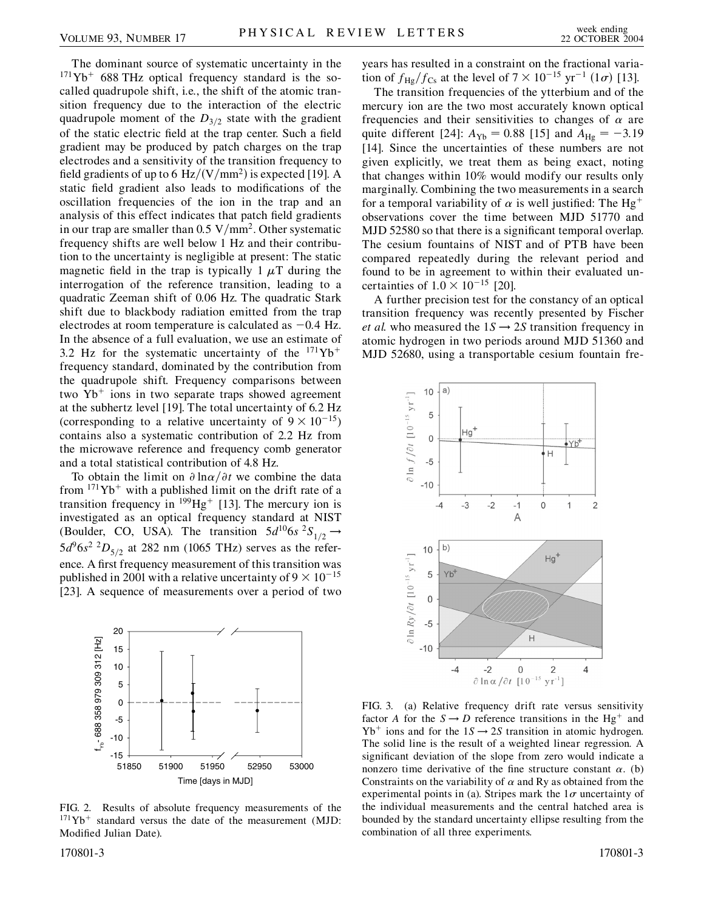The dominant source of systematic uncertainty in the $^{171}Yb^+$ 688 THz optical frequency standard is the so-called quadrupole shift, i.e., the shift of the atomic transition frequency due to the interaction of the electric quadrupole moment of the $D_{3/2}$ state with the gradient of the static electric field at the trap center. Such a field gradient may be produced by patch charges on the trap electrodes and a sensitivity of the transition frequency to field gradients of up to 6 $Hz/(V/mm^2)$ is expected [19]. A static field gradient also leads to modifications of the oscillation frequencies of the ion in the trap and an analysis of this effect indicates that patch field gradients in our trap are smaller than 0.5 $V/mm^2$. Other systematic frequency shifts are well below 1 Hz and their contribution to the uncertainty is negligible at present: The static magnetic field in the trap is typically 1 $\mu$T during the interrogation of the reference transition, leading to a quadratic Zeeman shift of 0.06 Hz. The quadratic Stark shift due to blackbody radiation emitted from the trap electrodes at room temperature is calculated as $-0.4$ Hz. In the absence of a full evaluation, we use an estimate of 3.2 Hz for the systematic uncertainty of the $^{171}Yb^+$ frequency standard, dominated by the contribution from the quadrupole shift. Frequency comparisons between two $Yb^+$ ions in two separate traps showed agreement at the subhertz level [19]. The total uncertainty of 6.2 Hz (corresponding to a relative uncertainty of $9 \times 10^{-15}$) contains also a systematic contribution of 2.2 Hz from the microwave reference and frequency comb generator and a total statistical contribution of 4.8 Hz.

To obtain the limit on $\partial \ln\alpha/\partial t$ we combine the data from $^{171}Yb^+$ with a published limit on the drift rate of a transition frequency in $^{199}Hg^+$ [13]. The mercury ion is investigated as an optical frequency standard at NIST (Boulder, CO, USA). The transition $5d^{10}6s\ ^2S_{1/2} \rightarrow 5d^9 6s^2\ ^2D_{5/2}$ at 282 nm (1065 THz) serves as the reference. A first frequency measurement of this transition was published in 2001 with a relative uncertainty of $9 \times 10^{-15}$ [23]. A sequence of measurements over a period of two years has resulted in a constraint on the fractional variation of $f_{Hg}/f_{Cs}$ at the level of $7 \times 10^{-15}\ yr^{-1}$ ($1\sigma$) [13].

FIG. 2. Results of absolute frequency measurements of the $^{171}Yb^+$ standard versus the date of the measurement (MJD: Modified Julian Date).

The transition frequencies of the ytterbium and of the mercury ion are the two most accurately known optical frequencies and their sensitivities to changes of $\alpha$ are quite different [24]: $A_{Yb} = 0.88$ [15] and $A_{Hg} = -3.19$ [14]. Since the uncertainties of these numbers are not given explicitly, we treat them as being exact, noting that changes within 10% would modify our results only marginally. Combining the two measurements in a search for a temporal variability of $\alpha$ is well justified: The $Hg^+$ observations cover the time between MJD 51770 and MJD 52580 so that there is a significant temporal overlap. The cesium fountains of NIST and of PTB have been compared repeatedly during the relevant period and found to be in agreement to within their evaluated uncertainties of $1.0 \times 10^{-15}$ [20].

A further precision test for the constancy of an optical transition frequency was recently presented by Fischer *et al.* who measured the $1S \rightarrow 2S$ transition frequency in atomic hydrogen in two periods around MJD 51360 and MJD 52680, using a transportable cesium fountain fre-

FIG. 3. (a) Relative frequency drift rate versus sensitivity factor $A$ for the $S \rightarrow D$ reference transitions in the $Hg^+$ and $Yb^+$ ions and for the $1S \rightarrow 2S$ transition in atomic hydrogen. The solid line is the result of a weighted linear regression. A significant deviation of the slope from zero would indicate a nonzero time derivative of the fine structure constant $\alpha$. (b) Constraints on the variability of $\alpha$ and Ry as obtained from the experimental points in (a). Stripes mark the $1\sigma$ uncertainty of the individual measurements and the central hatched area is bounded by the standard uncertainty ellipse resulting from the combination of all three experiments.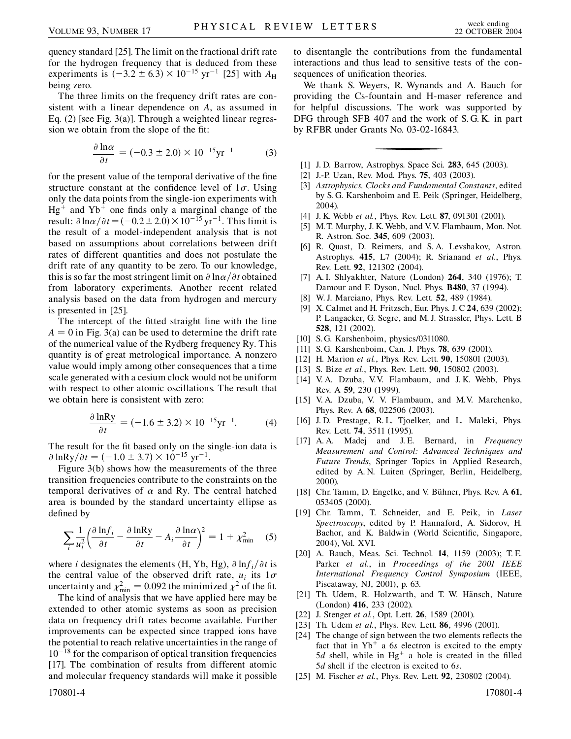quency standard [25]. The limit on the fractional drift rate for the hydrogen frequency that is deduced from these experiments is $(-3.2 \pm 6.3) \times 10^{-15}\ \mathrm{yr}^{-1}$ [25] with $A_{\mathrm{H}}$ being zero.

The three limits on the frequency drift rates are consistent with a linear dependence on $A$, as assumed in Eq. (2) [see Fig. 3(a)]. Through a weighted linear regression we obtain from the slope of the fit:

$$\frac{\partial \ln\alpha}{\partial t} = (-0.3 \pm 2.0) \times 10^{-15}\mathrm{yr}^{-1} \qquad (3)$$

for the present value of the temporal derivative of the fine structure constant at the confidence level of $1\sigma$. Using only the data points from the single-ion experiments with $\mathrm{Hg}^{+}$ and $\mathrm{Yb}^{+}$ one finds only a marginal change of the result: $\partial \ln\alpha/\partial t = (-0.2 \pm 2.0) \times 10^{-15}\ \mathrm{yr}^{-1}$. This limit is the result of a model-independent analysis that is not based on assumptions about correlations between drift rates of different quantities and does not postulate the drift rate of any quantity to be zero. To our knowledge, this is so far the most stringent limit on $\partial \ln\alpha/\partial t$ obtained from laboratory experiments. Another recent related analysis based on the data from hydrogen and mercury is presented in [25].

The intercept of the fitted straight line with the line $A = 0$ in Fig. 3(a) can be used to determine the drift rate of the numerical value of the Rydberg frequency Ry. This quantity is of great metrological importance. A nonzero value would imply among other consequences that a time scale generated with a cesium clock would not be uniform with respect to other atomic oscillations. The result that we obtain here is consistent with zero:

$$\frac{\partial \ln\mathrm{Ry}}{\partial t} = (-1.6 \pm 3.2) \times 10^{-15}\mathrm{yr}^{-1}. \qquad (4)$$

The result for the fit based only on the single-ion data is $\partial \ln\mathrm{Ry}/\partial t = (-1.0 \pm 3.7) \times 10^{-15}\ \mathrm{yr}^{-1}$.

Figure 3(b) shows how the measurements of the three transition frequencies contribute to the constraints on the temporal derivatives of $\alpha$ and Ry. The central hatched area is bounded by the standard uncertainty ellipse as defined by

$$\sum_i \frac{1}{u_i^2}\left(\frac{\partial \ln f_i}{\partial t} - \frac{\partial \ln\mathrm{Ry}}{\partial t} - A_i\frac{\partial \ln\alpha}{\partial t}\right)^2 = 1 + \chi^2_{\mathrm{min}} \qquad (5)$$

where $i$ designates the elements (H, Yb, Hg), $\partial \ln f_i/\partial t$ is the central value of the observed drift rate, $u_i$ its $1\sigma$ uncertainty and $\chi^2_{\mathrm{min}} = 0.092$ the minimized $\chi^2$ of the fit.

The kind of analysis that we have applied here may be extended to other atomic systems as soon as precision data on frequency drift rates become available. Further improvements can be expected since trapped ions have the potential to reach relative uncertainties in the range of $10^{-18}$ for the comparison of optical transition frequencies [17]. The combination of results from different atomic and molecular frequency standards will make it possible to disentangle the contributions from the fundamental interactions and thus lead to sensitive tests of the consequences of unification theories.

We thank S. Weyers, R. Wynands and A. Bauch for providing the Cs-fountain and H-maser reference and for helpful discussions. The work was supported by DFG through SFB 407 and the work of S. G. K. in part by RFBR under Grants No. 03-02-16843.

---

[1] J. D. Barrow, Astrophys. Space Sci. **283**, 645 (2003).
[2] J.-P. Uzan, Rev. Mod. Phys. **75**, 403 (2003).
[3] *Astrophysics, Clocks and Fundamental Constants*, edited by S. G. Karshenboim and E. Peik (Springer, Heidelberg, 2004).
[4] J. K. Webb *et al.*, Phys. Rev. Lett. **87**, 091301 (2001).
[5] M. T. Murphy, J. K. Webb, and V. V. Flambaum, Mon. Not. R. Astron. Soc. **345**, 609 (2003).
[6] R. Quast, D. Reimers, and S. A. Levshakov, Astron. Astrophys. **415**, L7 (2004); R. Srianand *et al.*, Phys. Rev. Lett. **92**, 121302 (2004).
[7] A. I. Shlyakhter, Nature (London) **264**, 340 (1976); T. Damour and F. Dyson, Nucl. Phys. **B480**, 37 (1994).
[8] W. J. Marciano, Phys. Rev. Lett. **52**, 489 (1984).
[9] X. Calmet and H. Fritzsch, Eur. Phys. J. C **24**, 639 (2002); P. Langacker, G. Segre, and M. J. Strassler, Phys. Lett. B **528**, 121 (2002).
[10] S. G. Karshenboim, physics/0311080.
[11] S. G. Karshenboim, Can. J. Phys. **78**, 639 (2001).
[12] H. Marion *et al.*, Phys. Rev. Lett. **90**, 150801 (2003).
[13] S. Bize *et al.*, Phys. Rev. Lett. **90**, 150802 (2003).
[14] V. A. Dzuba, V. V. Flambaum, and J. K. Webb, Phys. Rev. A **59**, 230 (1999).
[15] V. A. Dzuba, V. V. Flambaum, and M. V. Marchenko, Phys. Rev. A **68**, 022506 (2003).
[16] J. D. Prestage, R. L. Tjoelker, and L. Maleki, Phys. Rev. Lett. **74**, 3511 (1995).
[17] A. A. Madej and J. E. Bernard, in *Frequency Measurement and Control: Advanced Techniques and Future Trends*, Springer Topics in Applied Research, edited by A. N. Luiten (Springer, Berlin, Heidelberg, 2000).
[18] Chr. Tamm, D. Engelke, and V. Bühner, Phys. Rev. A **61**, 053405 (2000).
[19] Chr. Tamm, T. Schneider, and E. Peik, in *Laser Spectroscopy*, edited by P. Hannaford, A. Sidorov, H. Bachor, and K. Baldwin (World Scientific, Singapore, 2004), Vol. XVI.
[20] A. Bauch, Meas. Sci. Technol. **14**, 1159 (2003); T. E. Parker *et al.*, in *Proceedings of the 2001 IEEE International Frequency Control Symposium* (IEEE, Piscataway, NJ, 2001), p. 63.
[21] Th. Udem, R. Holzwarth, and T. W. Hänsch, Nature (London) **416**, 233 (2002).
[22] J. Stenger *et al.*, Opt. Lett. **26**, 1589 (2001).
[23] Th. Udem *et al.*, Phys. Rev. Lett. **86**, 4996 (2001).
[24] The change of sign between the two elements reflects the fact that in $\mathrm{Yb}^{+}$ a $6s$ electron is excited to the empty $5d$ shell, while in $\mathrm{Hg}^{+}$ a hole is created in the filled $5d$ shell if the electron is excited to $6s$.
[25] M. Fischer *et al.*, Phys. Rev. Lett. **92**, 230802 (2004).